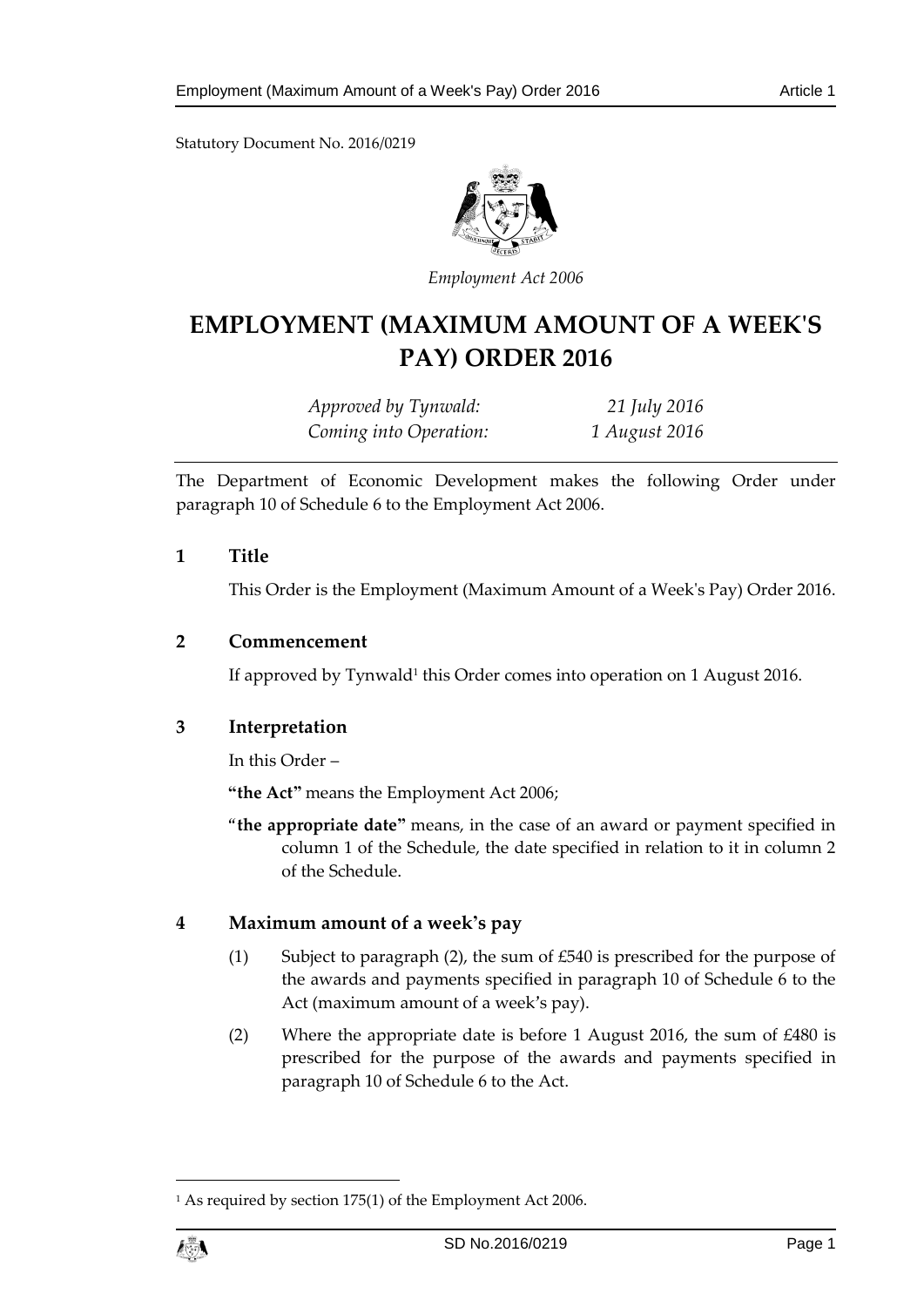Statutory Document No. 2016/0219

*Employment Act 2006*

# EMPLOYMENT (MAXIMUM AMOUNT OF A WEEK'S PAY) ORDER 2016

*Approved by Tynwald:* *21 July 2016*
*Coming into Operation:* *1 August 2016*

The Department of Economic Development makes the following Order under paragraph 10 of Schedule 6 to the Employment Act 2006.

## 1 Title

This Order is the Employment (Maximum Amount of a Week's Pay) Order 2016.

## 2 Commencement

If approved by Tynwald[1] this Order comes into operation on 1 August 2016.

## 3 Interpretation

In this Order –

**"the Act"** means the Employment Act 2006;

"**the appropriate date"** means, in the case of an award or payment specified in column 1 of the Schedule, the date specified in relation to it in column 2 of the Schedule.

## 4 Maximum amount of a week's pay

(1) Subject to paragraph (2), the sum of £540 is prescribed for the purpose of the awards and payments specified in paragraph 10 of Schedule 6 to the Act (maximum amount of a week's pay).

(2) Where the appropriate date is before 1 August 2016, the sum of £480 is prescribed for the purpose of the awards and payments specified in paragraph 10 of Schedule 6 to the Act.

---

[1] As required by section 175(1) of the Employment Act 2006.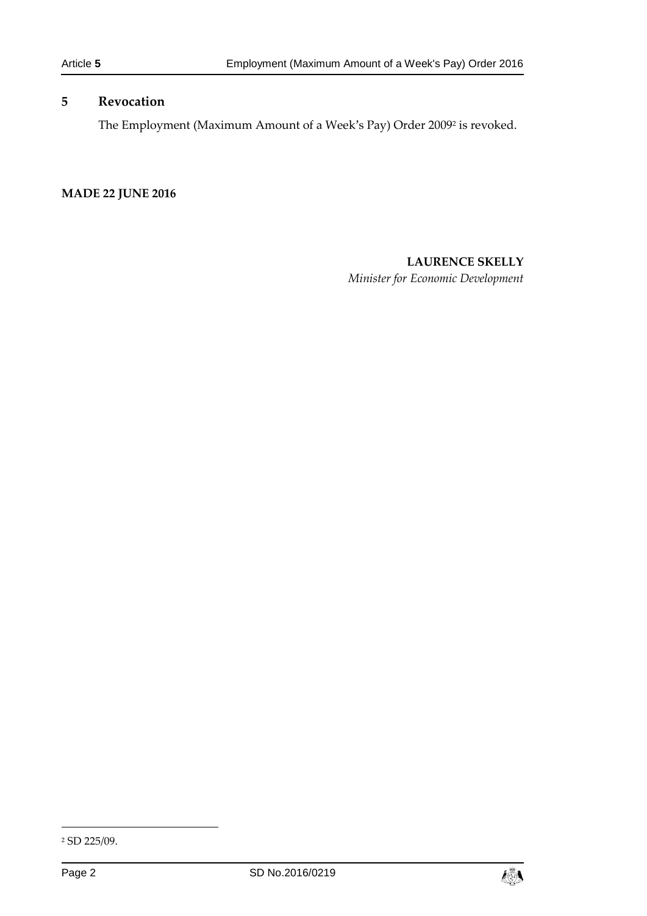## 5 Revocation

The Employment (Maximum Amount of a Week's Pay) Order 2009[2] is revoked.

**MADE 22 JUNE 2016**

**LAURENCE SKELLY**
*Minister for Economic Development*

[2] SD 225/09.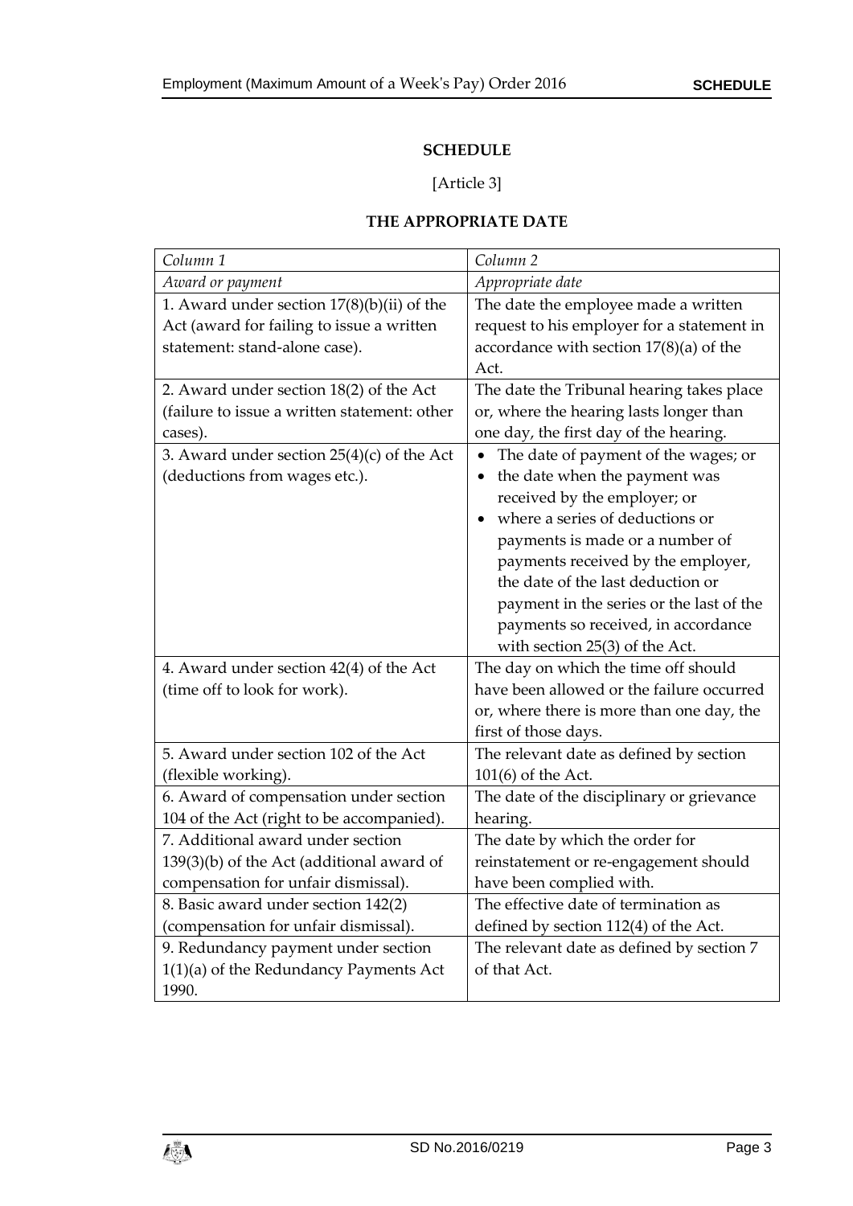## SCHEDULE

[Article 3]

## THE APPROPRIATE DATE

| *Column 1* | *Column 2* |
|---|---|
| *Award or payment* | *Appropriate date* |
| 1. Award under section 17(8)(b)(ii) of the Act (award for failing to issue a written statement: stand-alone case). | The date the employee made a written request to his employer for a statement in accordance with section 17(8)(a) of the Act. |
| 2. Award under section 18(2) of the Act (failure to issue a written statement: other cases). | The date the Tribunal hearing takes place or, where the hearing lasts longer than one day, the first day of the hearing. |
| 3. Award under section 25(4)(c) of the Act (deductions from wages etc.). | • The date of payment of the wages; or<br>• the date when the payment was received by the employer; or<br>• where a series of deductions or payments is made or a number of payments received by the employer, the date of the last deduction or payment in the series or the last of the payments so received, in accordance with section 25(3) of the Act. |
| 4. Award under section 42(4) of the Act (time off to look for work). | The day on which the time off should have been allowed or the failure occurred or, where there is more than one day, the first of those days. |
| 5. Award under section 102 of the Act (flexible working). | The relevant date as defined by section 101(6) of the Act. |
| 6. Award of compensation under section 104 of the Act (right to be accompanied). | The date of the disciplinary or grievance hearing. |
| 7. Additional award under section 139(3)(b) of the Act (additional award of compensation for unfair dismissal). | The date by which the order for reinstatement or re-engagement should have been complied with. |
| 8. Basic award under section 142(2) (compensation for unfair dismissal). | The effective date of termination as defined by section 112(4) of the Act. |
| 9. Redundancy payment under section 1(1)(a) of the Redundancy Payments Act 1990. | The relevant date as defined by section 7 of that Act. |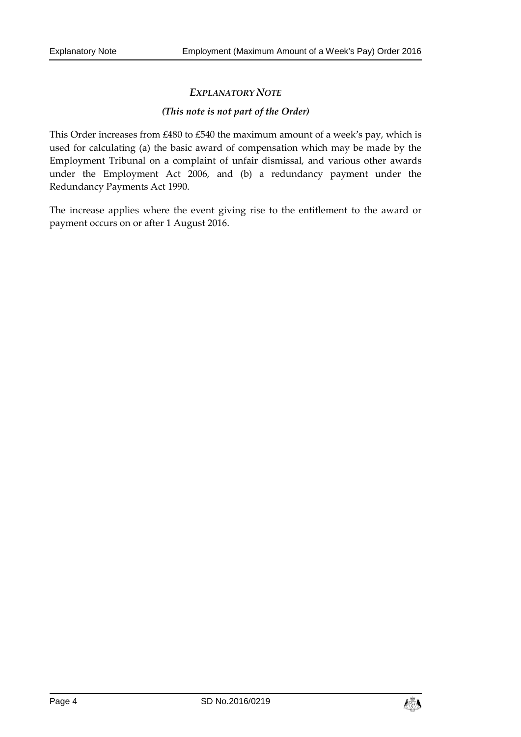### *EXPLANATORY NOTE*

***(This note is not part of the Order)***

This Order increases from £480 to £540 the maximum amount of a week's pay, which is used for calculating (a) the basic award of compensation which may be made by the Employment Tribunal on a complaint of unfair dismissal, and various other awards under the Employment Act 2006, and (b) a redundancy payment under the Redundancy Payments Act 1990.

The increase applies where the event giving rise to the entitlement to the award or payment occurs on or after 1 August 2016.